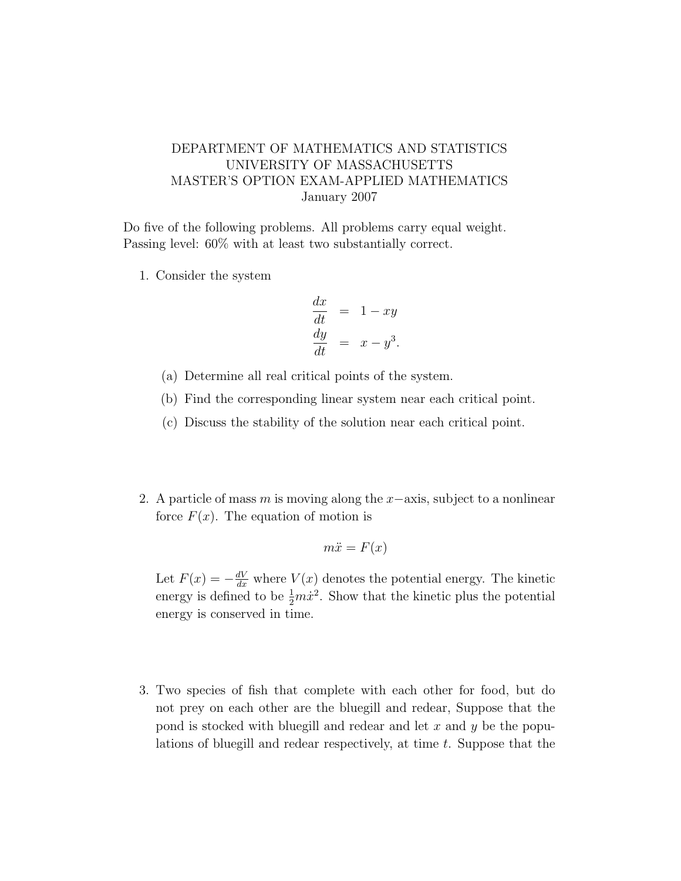DEPARTMENT OF MATHEMATICS AND STATISTICS
UNIVERSITY OF MASSACHUSETTS
MASTER'S OPTION EXAM-APPLIED MATHEMATICS
January 2007

Do five of the following problems. All problems carry equal weight.
Passing level: 60% with at least two substantially correct.

1. Consider the system

$$\begin{aligned}\frac{dx}{dt} &= 1 - xy \\ \frac{dy}{dt} &= x - y^3.\end{aligned}$$

   (a) Determine all real critical points of the system.

   (b) Find the corresponding linear system near each critical point.

   (c) Discuss the stability of the solution near each critical point.

2. A particle of mass $m$ is moving along the $x$−axis, subject to a nonlinear force $F(x)$. The equation of motion is

$$m\ddot{x} = F(x)$$

   Let $F(x) = -\frac{dV}{dx}$ where $V(x)$ denotes the potential energy. The kinetic energy is defined to be $\frac{1}{2}m\dot{x}^2$. Show that the kinetic plus the potential energy is conserved in time.

3. Two species of fish that complete with each other for food, but do not prey on each other are the bluegill and redear, Suppose that the pond is stocked with bluegill and redear and let $x$ and $y$ be the populations of bluegill and redear respectively, at time $t$. Suppose that the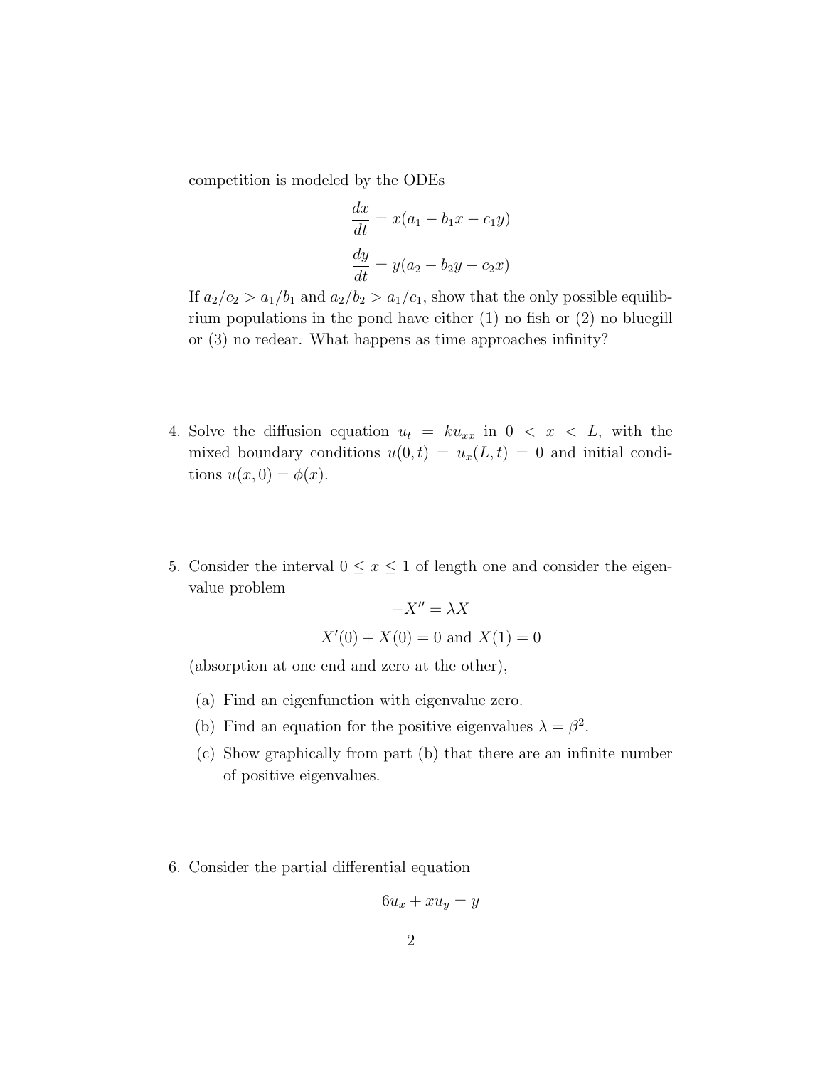competition is modeled by the ODEs

$$\frac{dx}{dt} = x(a_1 - b_1 x - c_1 y)$$

$$\frac{dy}{dt} = y(a_2 - b_2 y - c_2 x)$$

If $a_2/c_2 > a_1/b_1$ and $a_2/b_2 > a_1/c_1$, show that the only possible equilibrium populations in the pond have either (1) no fish or (2) no bluegill or (3) no redear. What happens as time approaches infinity?

4. Solve the diffusion equation $u_t = ku_{xx}$ in $0 < x < L$, with the mixed boundary conditions $u(0,t) = u_x(L,t) = 0$ and initial conditions $u(x,0) = \phi(x)$.

5. Consider the interval $0 \le x \le 1$ of length one and consider the eigenvalue problem

$$-X'' = \lambda X$$

$$X'(0) + X(0) = 0 \text{ and } X(1) = 0$$

(absorption at one end and zero at the other),

   (a) Find an eigenfunction with eigenvalue zero.

   (b) Find an equation for the positive eigenvalues $\lambda = \beta^2$.

   (c) Show graphically from part (b) that there are an infinite number of positive eigenvalues.

6. Consider the partial differential equation

$$6u_x + xu_y = y$$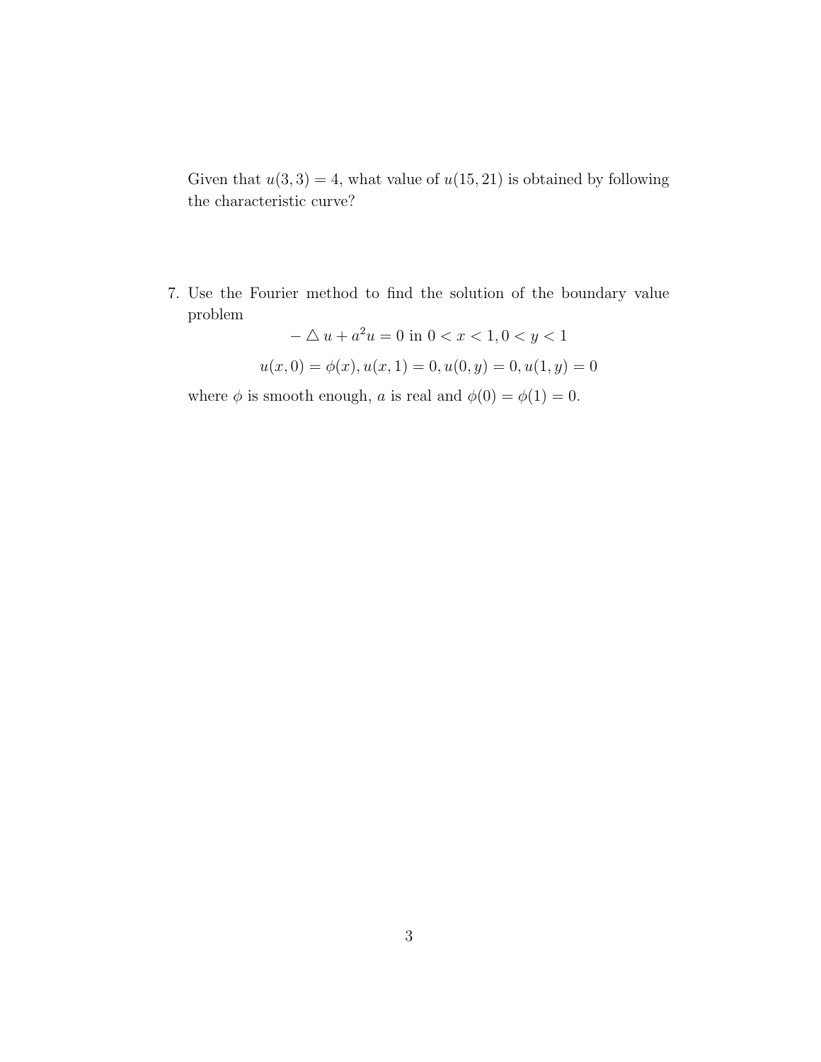Given that $u(3, 3) = 4$, what value of $u(15, 21)$ is obtained by following the characteristic curve?

7. Use the Fourier method to find the solution of the boundary value problem

$$-\triangle u + a^2 u = 0 \text{ in } 0 < x < 1, 0 < y < 1$$

$$u(x, 0) = \phi(x), u(x, 1) = 0, u(0, y) = 0, u(1, y) = 0$$

where $\phi$ is smooth enough, $a$ is real and $\phi(0) = \phi(1) = 0$.